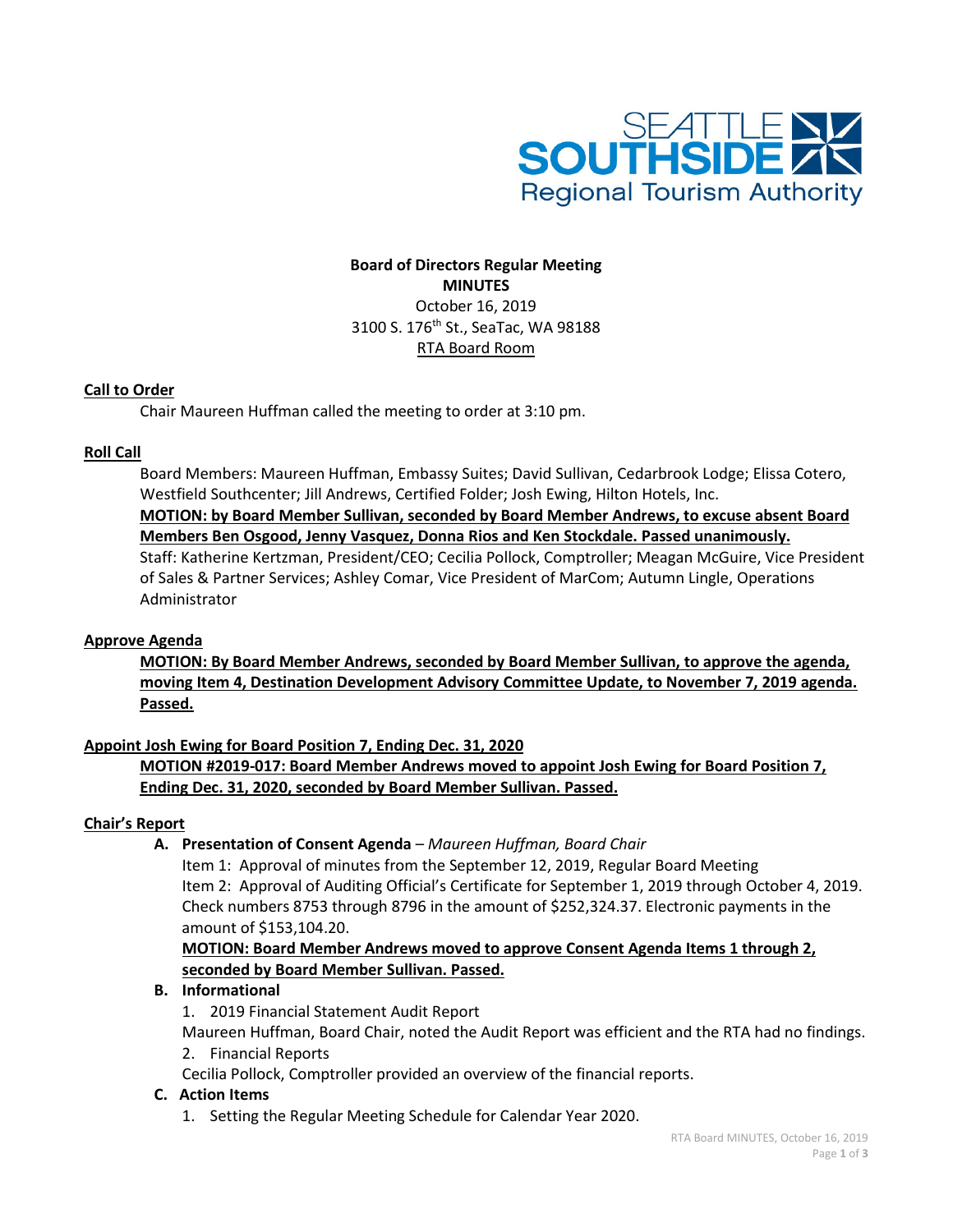SEATTLE SOUTHSIDE
Regional Tourism Authority

**Board of Directors Regular Meeting**
**MINUTES**
October 16, 2019
3100 S. 176th St., SeaTac, WA 98188
RTA Board Room

## Call to Order

Chair Maureen Huffman called the meeting to order at 3:10 pm.

## Roll Call

Board Members: Maureen Huffman, Embassy Suites; David Sullivan, Cedarbrook Lodge; Elissa Cotero, Westfield Southcenter; Jill Andrews, Certified Folder; Josh Ewing, Hilton Hotels, Inc.

**MOTION: by Board Member Sullivan, seconded by Board Member Andrews, to excuse absent Board Members Ben Osgood, Jenny Vasquez, Donna Rios and Ken Stockdale. Passed unanimously.**

Staff: Katherine Kertzman, President/CEO; Cecilia Pollock, Comptroller; Meagan McGuire, Vice President of Sales & Partner Services; Ashley Comar, Vice President of MarCom; Autumn Lingle, Operations Administrator

## Approve Agenda

**MOTION: By Board Member Andrews, seconded by Board Member Sullivan, to approve the agenda, moving Item 4, Destination Development Advisory Committee Update, to November 7, 2019 agenda. Passed.**

## Appoint Josh Ewing for Board Position 7, Ending Dec. 31, 2020

**MOTION #2019-017: Board Member Andrews moved to appoint Josh Ewing for Board Position 7, Ending Dec. 31, 2020, seconded by Board Member Sullivan. Passed.**

## Chair's Report

**A. Presentation of Consent Agenda** – *Maureen Huffman, Board Chair*

Item 1: Approval of minutes from the September 12, 2019, Regular Board Meeting

Item 2: Approval of Auditing Official's Certificate for September 1, 2019 through October 4, 2019. Check numbers 8753 through 8796 in the amount of $252,324.37. Electronic payments in the amount of $153,104.20.

**MOTION: Board Member Andrews moved to approve Consent Agenda Items 1 through 2, seconded by Board Member Sullivan. Passed.**

**B. Informational**

1. 2019 Financial Statement Audit Report

Maureen Huffman, Board Chair, noted the Audit Report was efficient and the RTA had no findings.

2. Financial Reports

Cecilia Pollock, Comptroller provided an overview of the financial reports.

**C. Action Items**

1. Setting the Regular Meeting Schedule for Calendar Year 2020.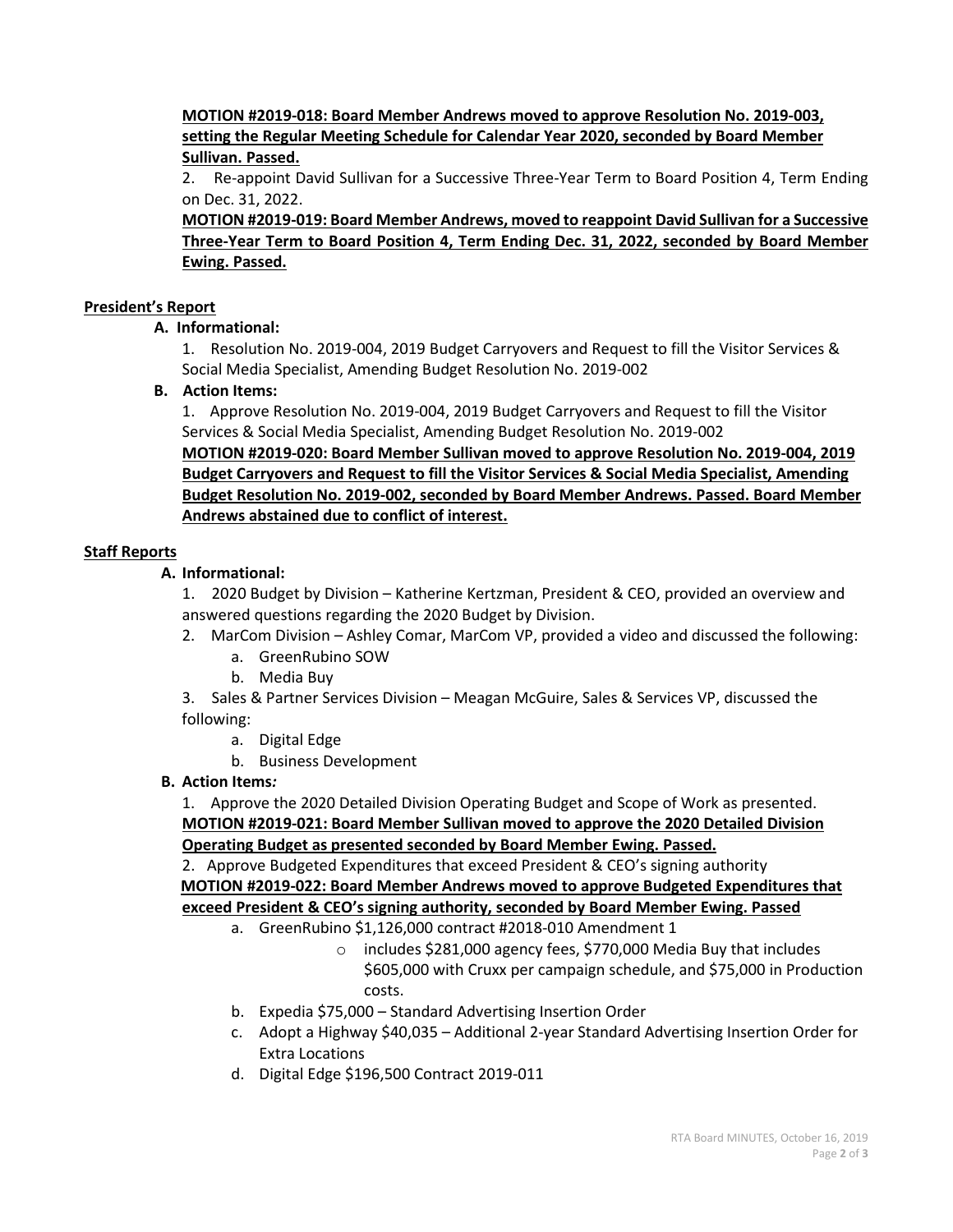**MOTION #2019-018: Board Member Andrews moved to approve Resolution No. 2019-003, setting the Regular Meeting Schedule for Calendar Year 2020, seconded by Board Member Sullivan. Passed.**

2. Re-appoint David Sullivan for a Successive Three-Year Term to Board Position 4, Term Ending on Dec. 31, 2022.

**MOTION #2019-019: Board Member Andrews, moved to reappoint David Sullivan for a Successive Three-Year Term to Board Position 4, Term Ending Dec. 31, 2022, seconded by Board Member Ewing. Passed.**

## President's Report

**A. Informational:**

1. Resolution No. 2019-004, 2019 Budget Carryovers and Request to fill the Visitor Services & Social Media Specialist, Amending Budget Resolution No. 2019-002

**B. Action Items:**

1. Approve Resolution No. 2019-004, 2019 Budget Carryovers and Request to fill the Visitor Services & Social Media Specialist, Amending Budget Resolution No. 2019-002

**MOTION #2019-020: Board Member Sullivan moved to approve Resolution No. 2019-004, 2019 Budget Carryovers and Request to fill the Visitor Services & Social Media Specialist, Amending Budget Resolution No. 2019-002, seconded by Board Member Andrews. Passed. Board Member Andrews abstained due to conflict of interest.**

## Staff Reports

**A. Informational:**

1. 2020 Budget by Division – Katherine Kertzman, President & CEO, provided an overview and answered questions regarding the 2020 Budget by Division.
2. MarCom Division – Ashley Comar, MarCom VP, provided a video and discussed the following:
   a. GreenRubino SOW
   b. Media Buy
3. Sales & Partner Services Division – Meagan McGuire, Sales & Services VP, discussed the following:
   a. Digital Edge
   b. Business Development

**B. Action Items*:***

1. Approve the 2020 Detailed Division Operating Budget and Scope of Work as presented.

**MOTION #2019-021: Board Member Sullivan moved to approve the 2020 Detailed Division Operating Budget as presented seconded by Board Member Ewing. Passed.**

2. Approve Budgeted Expenditures that exceed President & CEO's signing authority

**MOTION #2019-022: Board Member Andrews moved to approve Budgeted Expenditures that exceed President & CEO's signing authority, seconded by Board Member Ewing. Passed**

   a. GreenRubino $1,126,000 contract #2018-010 Amendment 1
      - includes $281,000 agency fees, $770,000 Media Buy that includes $605,000 with Cruxx per campaign schedule, and $75,000 in Production costs.
   b. Expedia $75,000 – Standard Advertising Insertion Order
   c. Adopt a Highway $40,035 – Additional 2-year Standard Advertising Insertion Order for Extra Locations
   d. Digital Edge $196,500 Contract 2019-011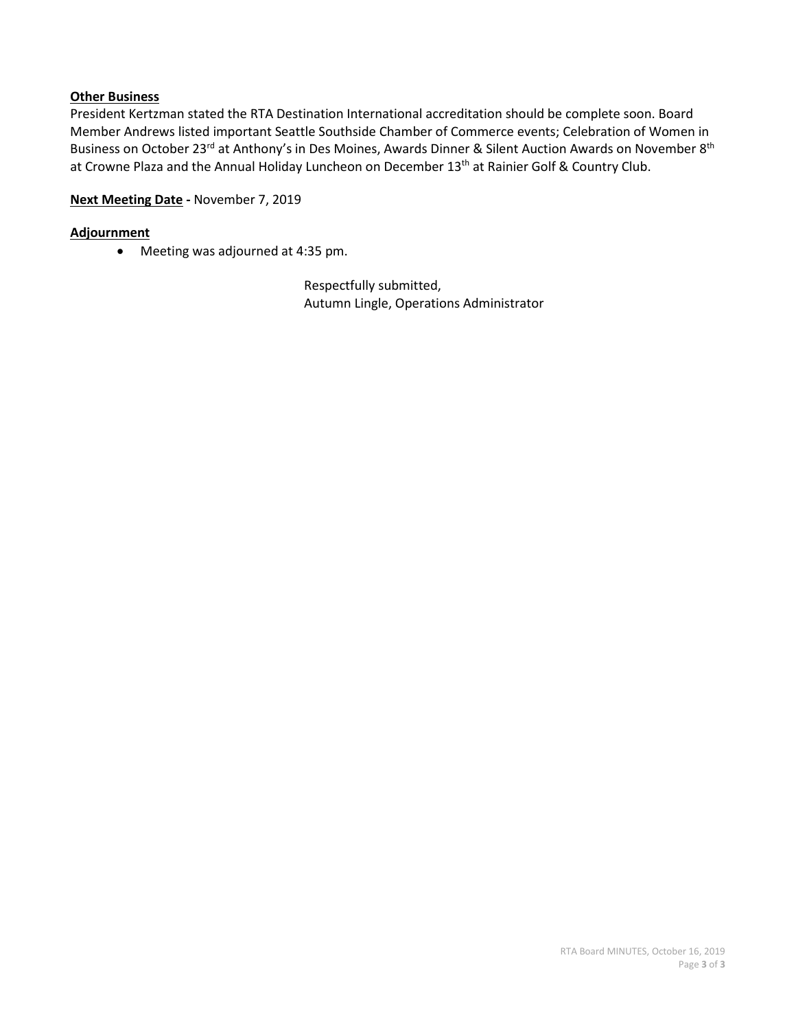**Other Business**

President Kertzman stated the RTA Destination International accreditation should be complete soon. Board Member Andrews listed important Seattle Southside Chamber of Commerce events; Celebration of Women in Business on October 23rd at Anthony's in Des Moines, Awards Dinner & Silent Auction Awards on November 8th at Crowne Plaza and the Annual Holiday Luncheon on December 13th at Rainier Golf & Country Club.

**Next Meeting Date -** November 7, 2019

**Adjournment**

- Meeting was adjourned at 4:35 pm.

Respectfully submitted,
Autumn Lingle, Operations Administrator